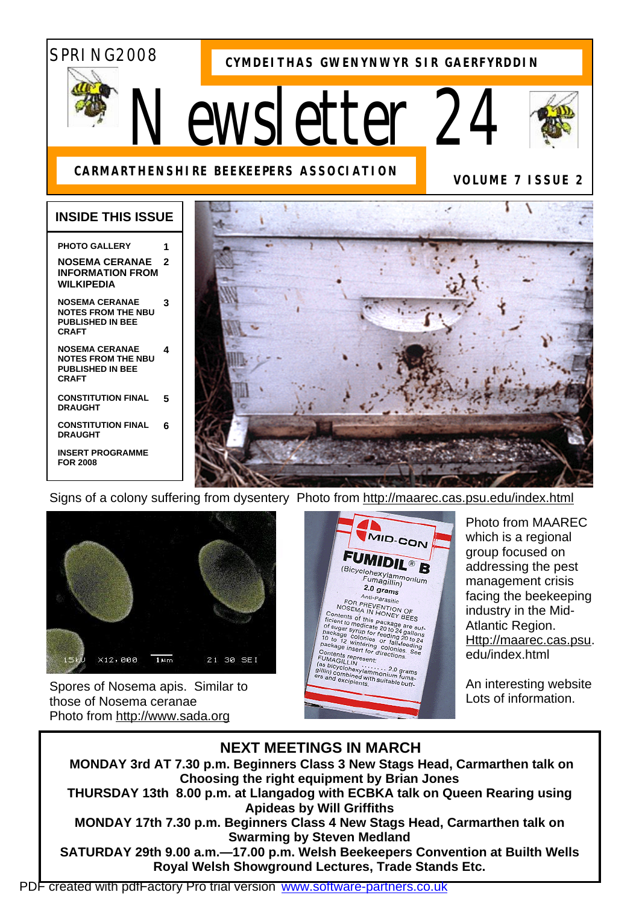SPRING2008

**CYMDEITHAS GWENYNWYR SIR GAERFYRDDIN**

# Newsletter 24

**CARMARTHENSHIRE BEEKEEPERS ASSOCIATION**

**VOLUME 7 ISSUE 2**

## INSIDE THIS ISSUE

| | |
|---|---|
| PHOTO GALLERY | 1 |
| NOSEMA CERANAE INFORMATION FROM WILKIPEDIA | 2 |
| NOSEMA CERANAE NOTES FROM THE NBU PUBLISHED IN BEE CRAFT | 3 |
| NOSEMA CERANAE NOTES FROM THE NBU PUBLISHED IN BEE CRAFT | 4 |
| CONSTITUTION FINAL DRAUGHT | 5 |
| CONSTITUTION FINAL DRAUGHT | 6 |
| INSERT PROGRAMME FOR 2008 | |

Signs of a colony suffering from dysentery Photo from http://maarec.cas.psu.edu/index.html

Spores of Nosema apis. Similar to those of Nosema ceranae
Photo from http://www.sada.org

Photo from MAAREC which is a regional group focused on addressing the pest management crisis facing the beekeeping industry in the Mid-Atlantic Region. Http://maarec.cas.psu.edu/index.html

An interesting website Lots of information.

## NEXT MEETINGS IN MARCH

**MONDAY 3rd AT 7.30 p.m. Beginners Class 3 New Stags Head, Carmarthen talk on Choosing the right equipment by Brian Jones**

**THURSDAY 13th 8.00 p.m. at Llangadog with ECBKA talk on Queen Rearing using Apideas by Will Griffiths**

**MONDAY 17th 7.30 p.m. Beginners Class 4 New Stags Head, Carmarthen talk on Swarming by Steven Medland**

**SATURDAY 29th 9.00 a.m.—17.00 p.m. Welsh Beekeepers Convention at Builth Wells Royal Welsh Showground Lectures, Trade Stands Etc.**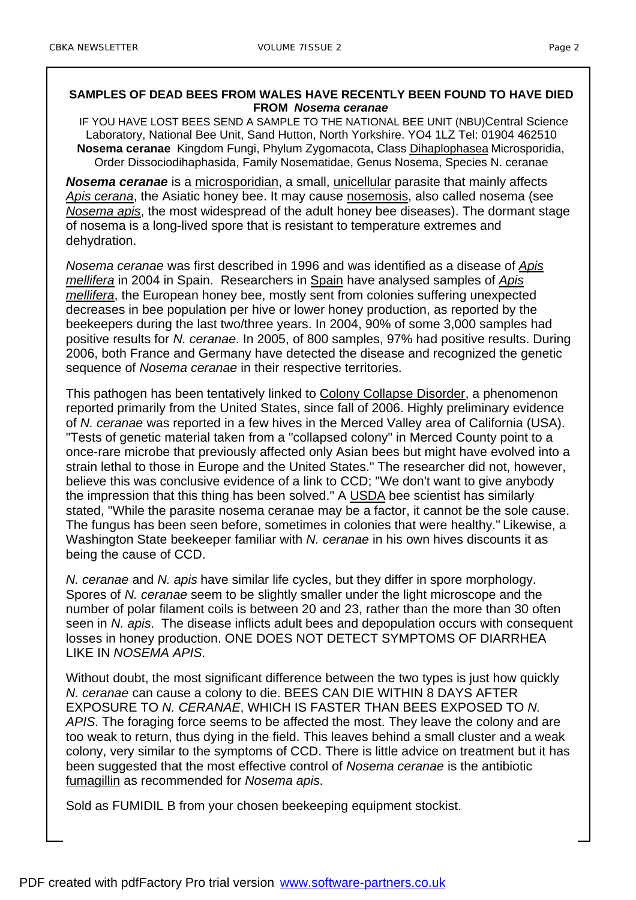**SAMPLES OF DEAD BEES FROM WALES HAVE RECENTLY BEEN FOUND TO HAVE DIED FROM *Nosema ceranae***

IF YOU HAVE LOST BEES SEND A SAMPLE TO THE NATIONAL BEE UNIT (NBU)Central Science Laboratory, National Bee Unit, Sand Hutton, North Yorkshire. YO4 1LZ Tel: 01904 462510

**Nosema ceranae** Kingdom Fungi, Phylum Zygomacota, Class Dihaplophasea Microsporidia, Order Dissociodihaphasida, Family Nosematidae, Genus Nosema, Species N. ceranae

***Nosema ceranae*** is a microsporidian, a small, unicellular parasite that mainly affects *Apis cerana*, the Asiatic honey bee. It may cause nosemosis, also called nosema (see *Nosema apis*, the most widespread of the adult honey bee diseases). The dormant stage of nosema is a long-lived spore that is resistant to temperature extremes and dehydration.

*Nosema ceranae* was first described in 1996 and was identified as a disease of *Apis mellifera* in 2004 in Spain. Researchers in Spain have analysed samples of *Apis mellifera*, the European honey bee, mostly sent from colonies suffering unexpected decreases in bee population per hive or lower honey production, as reported by the beekeepers during the last two/three years. In 2004, 90% of some 3,000 samples had positive results for *N. ceranae*. In 2005, of 800 samples, 97% had positive results. During 2006, both France and Germany have detected the disease and recognized the genetic sequence of *Nosema ceranae* in their respective territories.

This pathogen has been tentatively linked to Colony Collapse Disorder, a phenomenon reported primarily from the United States, since fall of 2006. Highly preliminary evidence of *N. ceranae* was reported in a few hives in the Merced Valley area of California (USA). "Tests of genetic material taken from a "collapsed colony" in Merced County point to a once-rare microbe that previously affected only Asian bees but might have evolved into a strain lethal to those in Europe and the United States." The researcher did not, however, believe this was conclusive evidence of a link to CCD; "We don't want to give anybody the impression that this thing has been solved." A USDA bee scientist has similarly stated, "While the parasite nosema ceranae may be a factor, it cannot be the sole cause. The fungus has been seen before, sometimes in colonies that were healthy." Likewise, a Washington State beekeeper familiar with *N. ceranae* in his own hives discounts it as being the cause of CCD.

*N. ceranae* and *N. apis* have similar life cycles, but they differ in spore morphology. Spores of *N. ceranae* seem to be slightly smaller under the light microscope and the number of polar filament coils is between 20 and 23, rather than the more than 30 often seen in *N. apis*. The disease inflicts adult bees and depopulation occurs with consequent losses in honey production. ONE DOES NOT DETECT SYMPTOMS OF DIARRHEA LIKE IN *NOSEMA APIS*.

Without doubt, the most significant difference between the two types is just how quickly *N. ceranae* can cause a colony to die. BEES CAN DIE WITHIN 8 DAYS AFTER EXPOSURE TO *N. CERANAE*, WHICH IS FASTER THAN BEES EXPOSED TO *N. APIS*. The foraging force seems to be affected the most. They leave the colony and are too weak to return, thus dying in the field. This leaves behind a small cluster and a weak colony, very similar to the symptoms of CCD. There is little advice on treatment but it has been suggested that the most effective control of *Nosema ceranae* is the antibiotic fumagillin as recommended for *Nosema apis*.

Sold as FUMIDIL B from your chosen beekeeping equipment stockist.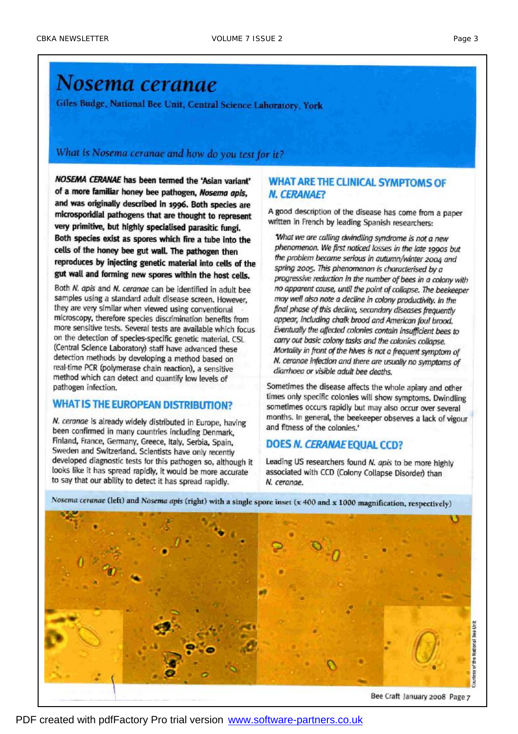# Nosema ceranae

Giles Budge, National Bee Unit, Central Science Laboratory, York

*What is Nosema ceranae and how do you test for it?*

***NOSEMA CERANAE*** **has been termed the 'Asian variant' of a more familiar honey bee pathogen, *Nosema apis*, and was originally described in 1996. Both species are microsporidial pathogens that are thought to represent very primitive, but highly specialised parasitic fungi. Both species exist as spores which fire a tube into the cells of the honey bee gut wall. The pathogen then reproduces by injecting genetic material into cells of the gut wall and forming new spores within the host cells.**

Both *N. apis* and *N. ceranae* can be identified in adult bee samples using a standard adult disease screen. However, they are very similar when viewed using conventional microscopy, therefore species discrimination benefits from more sensitive tests. Several tests are available which focus on the detection of species-specific genetic material. CSL (Central Science Laboratory) staff have advanced these detection methods by developing a method based on real-time PCR (polymerase chain reaction), a sensitive method which can detect and quantify low levels of pathogen infection.

## WHAT IS THE EUROPEAN DISTRIBUTION?

*N. ceranae* is already widely distributed in Europe, having been confirmed in many countries including Denmark, Finland, France, Germany, Greece, Italy, Serbia, Spain, Sweden and Switzerland. Scientists have only recently developed diagnostic tests for this pathogen so, although it looks like it has spread rapidly, it would be more accurate to say that our ability to detect it has spread rapidly.

## WHAT ARE THE CLINICAL SYMPTOMS OF *N. CERANAE*?

A good description of the disease has come from a paper written in French by leading Spanish researchers:

*'What we are calling dwindling syndrome is not a new phenomenon. We first noticed losses in the late 1990s but the problem became serious in autumn/winter 2004 and spring 2005. This phenomenon is characterised by a progressive reduction in the number of bees in a colony with no apparent cause, until the point of collapse. The beekeeper may well also note a decline in colony productivity. In the final phase of this decline, secondary diseases frequently appear, including chalk brood and American foul brood. Eventually the affected colonies contain insufficient bees to carry out basic colony tasks and the colonies collapse. Mortality in front of the hives is not a frequent symptom of N. ceranae infection and there are usually no symptoms of diarrhoea or visible adult bee deaths.*

Sometimes the disease affects the whole apiary and other times only specific colonies will show symptoms. Dwindling sometimes occurs rapidly but may also occur over several months. In general, the beekeeper observes a lack of vigour and fitness of the colonies.'

## DOES *N. CERANAE* EQUAL CCD?

Leading US researchers found *N. apis* to be more highly associated with CCD (Colony Collapse Disorder) than *N. ceranae*.

*Nosema ceranae* (left) and *Nosema apis* (right) with a single spore inset (x 400 and x 1000 magnification, respectively)

Courtesy of the National Bee Unit

Bee Craft January 2008 Page 7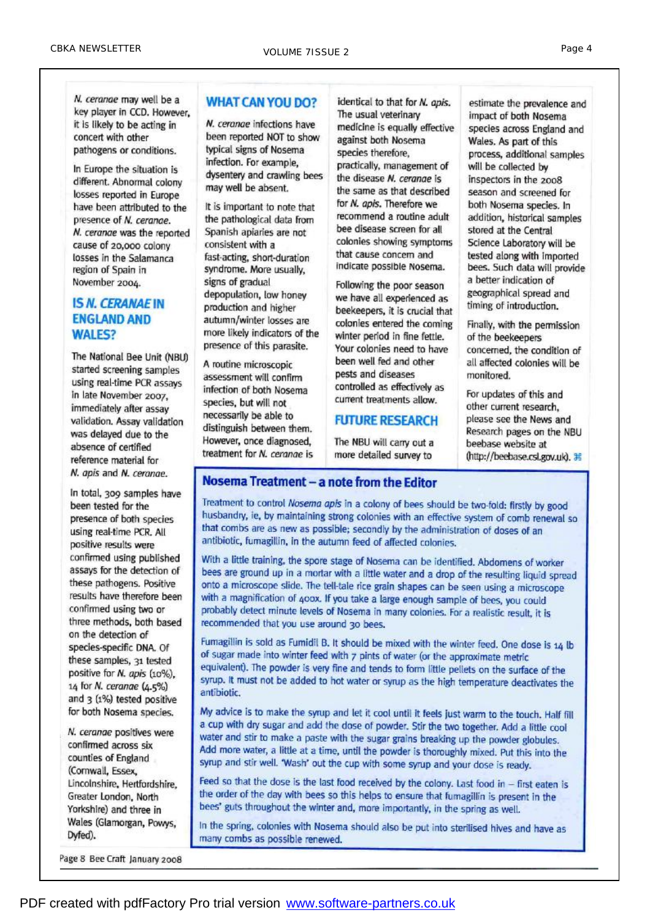*N. ceranae* may well be a key player in CCD. However, it is likely to be acting in concert with other pathogens or conditions.

In Europe the situation is different. Abnormal colony losses reported in Europe have been attributed to the presence of *N. ceranae*. *N. ceranae* was the reported cause of 20,000 colony losses in the Salamanca region of Spain in November 2004.

## IS *N. CERANAE* IN ENGLAND AND WALES?

The National Bee Unit (NBU) started screening samples using real-time PCR assays in late November 2007, immediately after assay validation. Assay validation was delayed due to the absence of certified reference material for *N. apis* and *N. ceranae*.

In total, 309 samples have been tested for the presence of both species using real-time PCR. All positive results were confirmed using published assays for the detection of these pathogens. Positive results have therefore been confirmed using two or three methods, both based on the detection of species-specific DNA. Of these samples, 31 tested positive for *N. apis* (10%), 14 for *N. ceranae* (4.5%) and 3 (1%) tested positive for both Nosema species.

*N. ceranae* positives were confirmed across six counties of England (Cornwall, Essex, Lincolnshire, Hertfordshire, Greater London, North Yorkshire) and three in Wales (Glamorgan, Powys, Dyfed).

## WHAT CAN YOU DO?

*N. ceranae* infections have been reported NOT to show typical signs of Nosema infection. For example, dysentery and crawling bees may well be absent.

It is important to note that the pathological data from Spanish apiaries are not consistent with a fast-acting, short-duration syndrome. More usually, signs of gradual depopulation, low honey production and higher autumn/winter losses are more likely indicators of the presence of this parasite.

A routine microscopic assessment will confirm infection of both Nosema species, but will not necessarily be able to distinguish between them. However, once diagnosed, treatment for *N. ceranae* is identical to that for *N. apis*. The usual veterinary medicine is equally effective against both Nosema species therefore, practically, management of the disease *N. ceranae* is the same as that described for *N. apis*. Therefore we recommend a routine adult bee disease screen for all colonies showing symptoms that cause concern and indicate possible Nosema.

Following the poor season we have all experienced as beekeepers, it is crucial that colonies entered the coming winter period in fine fettle. Your colonies need to have been well fed and other pests and diseases controlled as effectively as current treatments allow.

## FUTURE RESEARCH

The NBU will carry out a more detailed survey to estimate the prevalence and impact of both Nosema species across England and Wales. As part of this process, additional samples will be collected by inspectors in the 2008 season and screened for both Nosema species. In addition, historical samples stored at the Central Science Laboratory will be tested along with imported bees. Such data will provide a better indication of geographical spread and timing of introduction.

Finally, with the permission of the beekeepers concerned, the condition of all affected colonies will be monitored.

For updates of this and other current research, please see the News and Research pages on the NBU beebase website at (http://beebase.csl.gov.uk). ⌘

Page 8 Bee Craft January 2008

## Nosema Treatment – a note from the Editor

Treatment to control *Nosema apis* in a colony of bees should be two-fold: firstly by good husbandry, ie, by maintaining strong colonies with an effective system of comb renewal so that combs are as new as possible; secondly by the administration of doses of an antibiotic, fumagillin, in the autumn feed of affected colonies.

With a little training, the spore stage of Nosema can be identified. Abdomens of worker bees are ground up in a mortar with a little water and a drop of the resulting liquid spread onto a microscope slide. The tell-tale rice grain shapes can be seen using a microscope with a magnification of 400x. If you take a large enough sample of bees, you could probably detect minute levels of Nosema in many colonies. For a realistic result, it is recommended that you use around 30 bees.

Fumagillin is sold as Fumidil B. It should be mixed with the winter feed. One dose is 14 lb of sugar made into winter feed with 7 pints of water (or the approximate metric equivalent). The powder is very fine and tends to form little pellets on the surface of the syrup. It must not be added to hot water or syrup as the high temperature deactivates the antibiotic.

My advice is to make the syrup and let it cool until it feels just warm to the touch. Half fill a cup with dry sugar and add the dose of powder. Stir the two together. Add a little cool water and stir to make a paste with the sugar grains breaking up the powder globules. Add more water, a little at a time, until the powder is thoroughly mixed. Put this into the syrup and stir well. 'Wash' out the cup with some syrup and your dose is ready.

Feed so that the dose is the last food received by the colony. Last food in – first eaten is the order of the day with bees so this helps to ensure that fumagillin is present in the bees' guts throughout the winter and, more importantly, in the spring as well.

In the spring, colonies with Nosema should also be put into sterilised hives and have as many combs as possible renewed.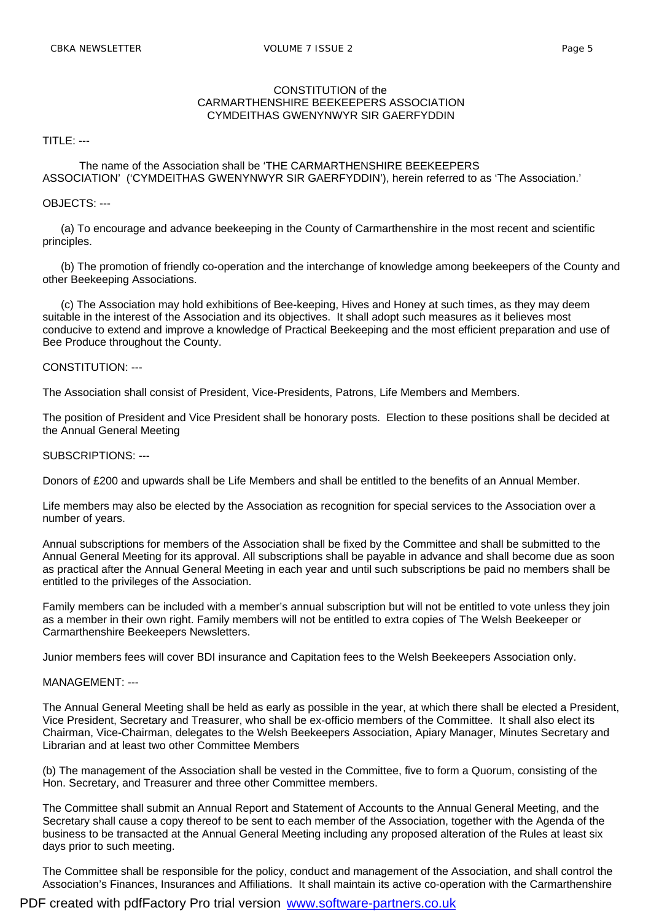CONSTITUTION of the
CARMARTHENSHIRE BEEKEEPERS ASSOCIATION
CYMDEITHAS GWENYNWYR SIR GAERFYDDIN

TITLE: ---

The name of the Association shall be 'THE CARMARTHENSHIRE BEEKEEPERS ASSOCIATION' ('CYMDEITHAS GWENYNWYR SIR GAERFYDDIN'), herein referred to as 'The Association.'

OBJECTS: ---

(a) To encourage and advance beekeeping in the County of Carmarthenshire in the most recent and scientific principles.

(b) The promotion of friendly co-operation and the interchange of knowledge among beekeepers of the County and other Beekeeping Associations.

(c) The Association may hold exhibitions of Bee-keeping, Hives and Honey at such times, as they may deem suitable in the interest of the Association and its objectives. It shall adopt such measures as it believes most conducive to extend and improve a knowledge of Practical Beekeeping and the most efficient preparation and use of Bee Produce throughout the County.

CONSTITUTION: ---

The Association shall consist of President, Vice-Presidents, Patrons, Life Members and Members.

The position of President and Vice President shall be honorary posts. Election to these positions shall be decided at the Annual General Meeting

SUBSCRIPTIONS: ---

Donors of £200 and upwards shall be Life Members and shall be entitled to the benefits of an Annual Member.

Life members may also be elected by the Association as recognition for special services to the Association over a number of years.

Annual subscriptions for members of the Association shall be fixed by the Committee and shall be submitted to the Annual General Meeting for its approval. All subscriptions shall be payable in advance and shall become due as soon as practical after the Annual General Meeting in each year and until such subscriptions be paid no members shall be entitled to the privileges of the Association.

Family members can be included with a member's annual subscription but will not be entitled to vote unless they join as a member in their own right. Family members will not be entitled to extra copies of The Welsh Beekeeper or Carmarthenshire Beekeepers Newsletters.

Junior members fees will cover BDI insurance and Capitation fees to the Welsh Beekeepers Association only.

MANAGEMENT: ---

The Annual General Meeting shall be held as early as possible in the year, at which there shall be elected a President, Vice President, Secretary and Treasurer, who shall be ex-officio members of the Committee. It shall also elect its Chairman, Vice-Chairman, delegates to the Welsh Beekeepers Association, Apiary Manager, Minutes Secretary and Librarian and at least two other Committee Members

(b) The management of the Association shall be vested in the Committee, five to form a Quorum, consisting of the Hon. Secretary, and Treasurer and three other Committee members.

The Committee shall submit an Annual Report and Statement of Accounts to the Annual General Meeting, and the Secretary shall cause a copy thereof to be sent to each member of the Association, together with the Agenda of the business to be transacted at the Annual General Meeting including any proposed alteration of the Rules at least six days prior to such meeting.

The Committee shall be responsible for the policy, conduct and management of the Association, and shall control the Association's Finances, Insurances and Affiliations. It shall maintain its active co-operation with the Carmarthenshire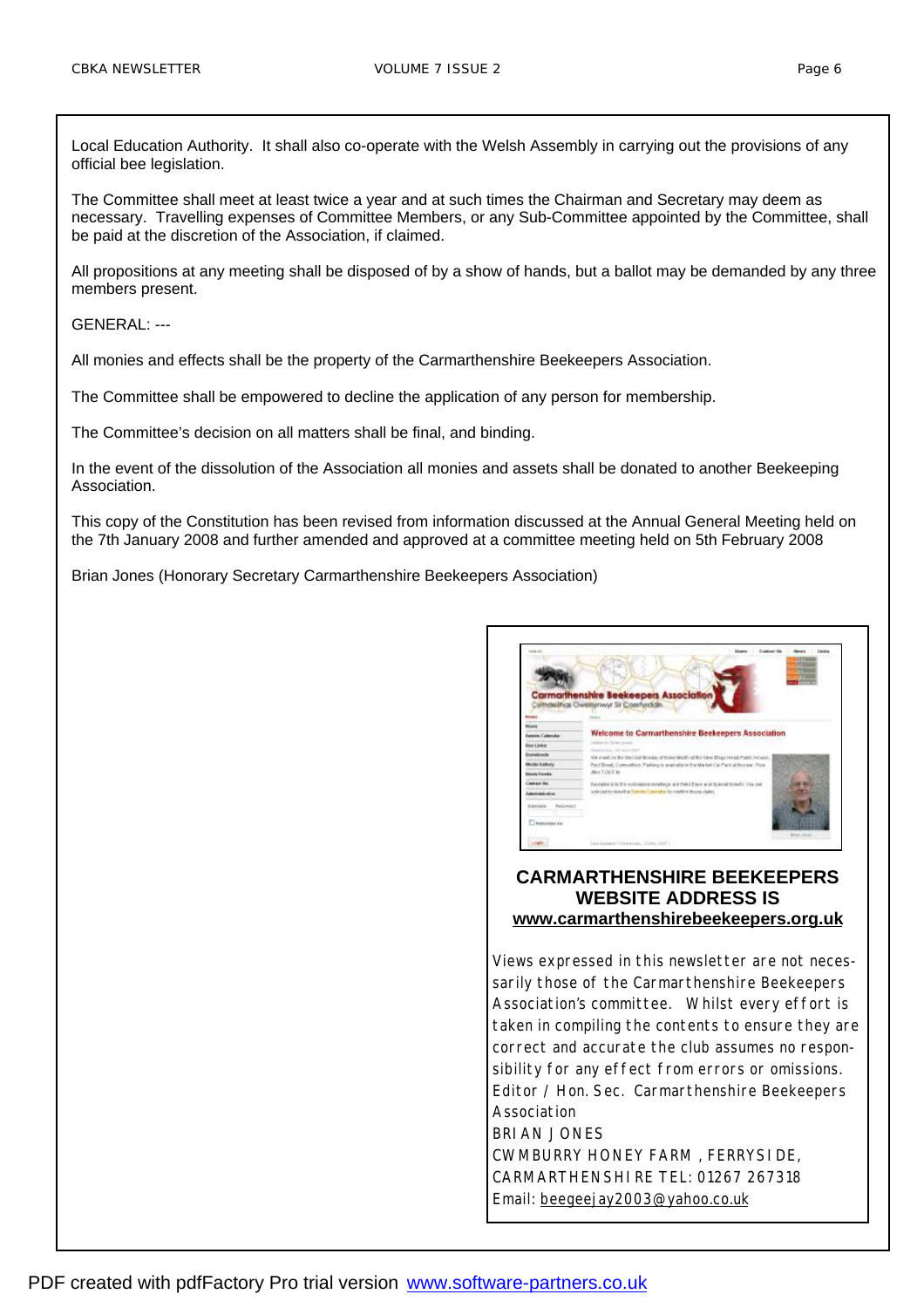Local Education Authority. It shall also co-operate with the Welsh Assembly in carrying out the provisions of any official bee legislation.

The Committee shall meet at least twice a year and at such times the Chairman and Secretary may deem as necessary. Travelling expenses of Committee Members, or any Sub-Committee appointed by the Committee, shall be paid at the discretion of the Association, if claimed.

All propositions at any meeting shall be disposed of by a show of hands, but a ballot may be demanded by any three members present.

GENERAL: ---

All monies and effects shall be the property of the Carmarthenshire Beekeepers Association.

The Committee shall be empowered to decline the application of any person for membership.

The Committee's decision on all matters shall be final, and binding.

In the event of the dissolution of the Association all monies and assets shall be donated to another Beekeeping Association.

This copy of the Constitution has been revised from information discussed at the Annual General Meeting held on the 7th January 2008 and further amended and approved at a committee meeting held on 5th February 2008

Brian Jones (Honorary Secretary Carmarthenshire Beekeepers Association)

**CARMARTHENSHIRE BEEKEEPERS WEBSITE ADDRESS IS**
**www.carmarthenshirebeekeepers.org.uk**

Views expressed in this newsletter are not necessarily those of the Carmarthenshire Beekeepers Association's committee. Whilst every effort is taken in compiling the contents to ensure they are correct and accurate the club assumes no responsibility for any effect from errors or omissions.

Editor / Hon. Sec. Carmarthenshire Beekeepers Association
BRIAN JONES
CWMBURRY HONEY FARM, FERRYSIDE,
CARMARTHENSHIRE TEL: 01267 267318
Email: beegeejay2003@yahoo.co.uk